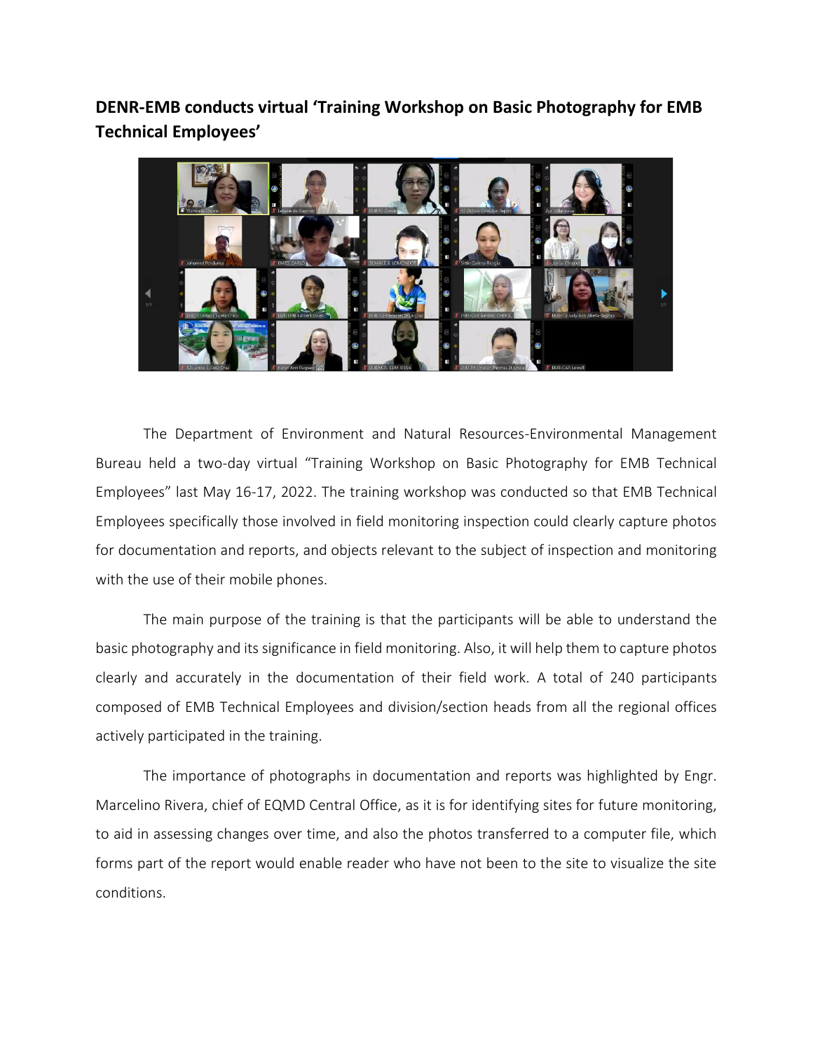## DENR-EMB conducts virtual 'Training Workshop on Basic Photography for EMB Technical Employees'

The Department of Environment and Natural Resources-Environmental Management Bureau held a two-day virtual "Training Workshop on Basic Photography for EMB Technical Employees" last May 16-17, 2022. The training workshop was conducted so that EMB Technical Employees specifically those involved in field monitoring inspection could clearly capture photos for documentation and reports, and objects relevant to the subject of inspection and monitoring with the use of their mobile phones.

The main purpose of the training is that the participants will be able to understand the basic photography and its significance in field monitoring. Also, it will help them to capture photos clearly and accurately in the documentation of their field work. A total of 240 participants composed of EMB Technical Employees and division/section heads from all the regional offices actively participated in the training.

The importance of photographs in documentation and reports was highlighted by Engr. Marcelino Rivera, chief of EQMD Central Office, as it is for identifying sites for future monitoring, to aid in assessing changes over time, and also the photos transferred to a computer file, which forms part of the report would enable reader who have not been to the site to visualize the site conditions.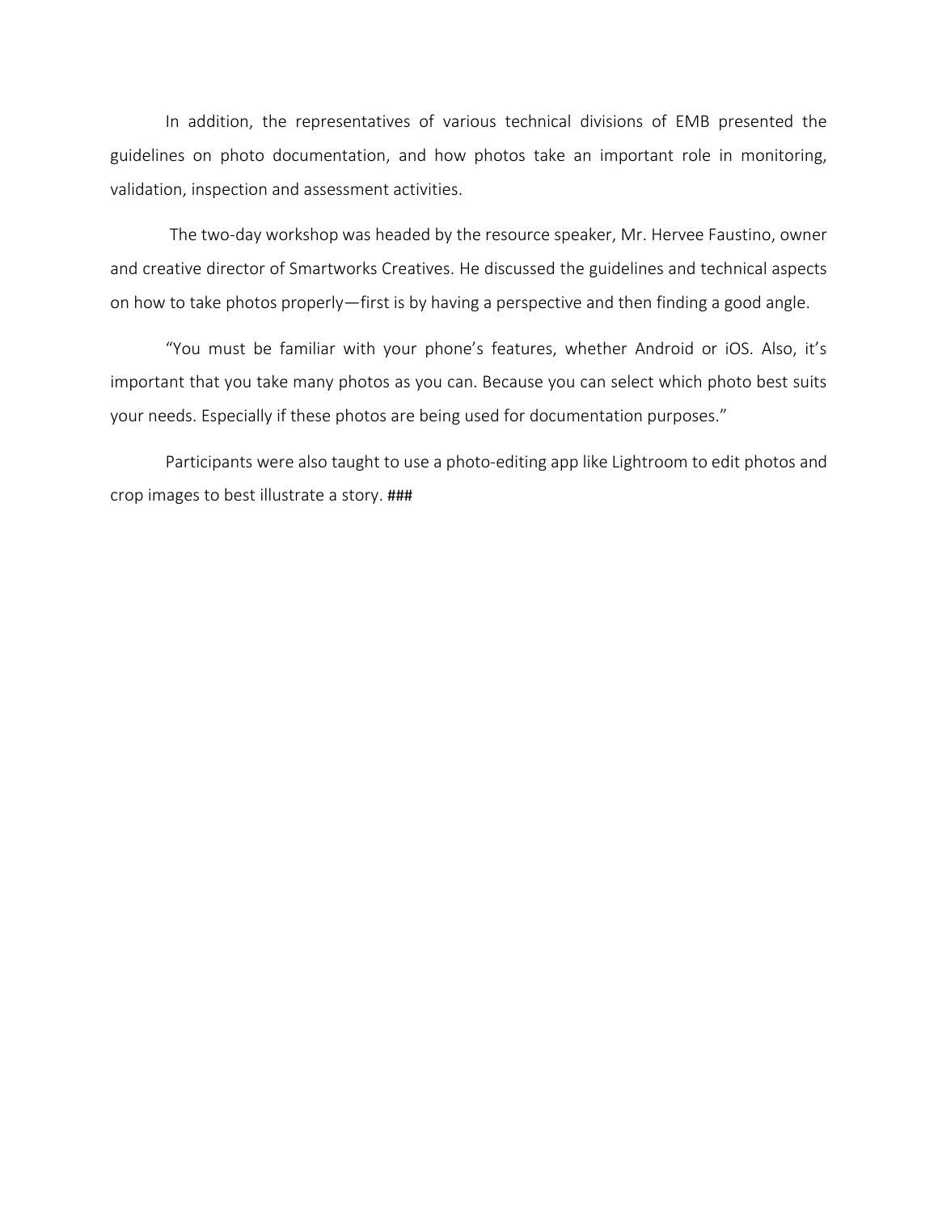In addition, the representatives of various technical divisions of EMB presented the guidelines on photo documentation, and how photos take an important role in monitoring, validation, inspection and assessment activities.

The two-day workshop was headed by the resource speaker, Mr. Hervee Faustino, owner and creative director of Smartworks Creatives. He discussed the guidelines and technical aspects on how to take photos properly—first is by having a perspective and then finding a good angle.

"You must be familiar with your phone's features, whether Android or iOS. Also, it's important that you take many photos as you can. Because you can select which photo best suits your needs. Especially if these photos are being used for documentation purposes."

Participants were also taught to use a photo-editing app like Lightroom to edit photos and crop images to best illustrate a story. ###